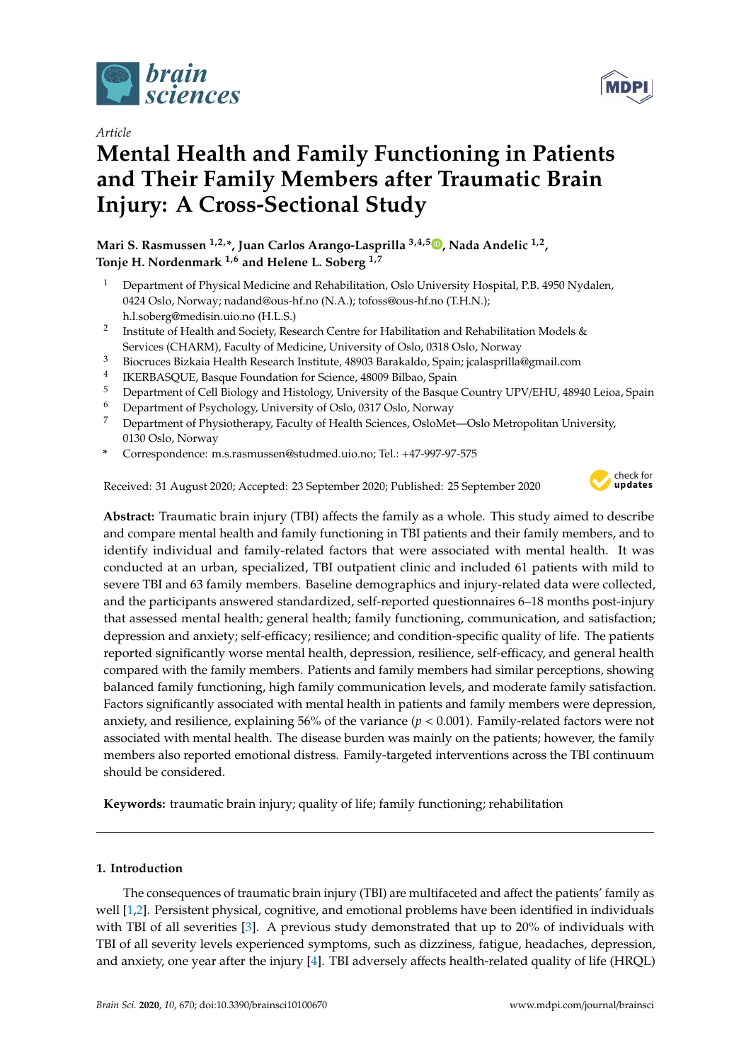*Article*

# Mental Health and Family Functioning in Patients and Their Family Members after Traumatic Brain Injury: A Cross-Sectional Study

**Mari S. Rasmussen [1,2,*], Juan Carlos Arango-Lasprilla [3,4,5], Nada Andelic [1,2], Tonje H. Nordenmark [1,6] and Helene L. Soberg [1,7]**

1. Department of Physical Medicine and Rehabilitation, Oslo University Hospital, P.B. 4950 Nydalen, 0424 Oslo, Norway; nadand@ous-hf.no (N.A.); tofoss@ous-hf.no (T.H.N.); h.l.soberg@medisin.uio.no (H.L.S.)
2. Institute of Health and Society, Research Centre for Habilitation and Rehabilitation Models & Services (CHARM), Faculty of Medicine, University of Oslo, 0318 Oslo, Norway
3. Biocruces Bizkaia Health Research Institute, 48903 Barakaldo, Spain; jcalasprilla@gmail.com
4. IKERBASQUE, Basque Foundation for Science, 48009 Bilbao, Spain
5. Department of Cell Biology and Histology, University of the Basque Country UPV/EHU, 48940 Leioa, Spain
6. Department of Psychology, University of Oslo, 0317 Oslo, Norway
7. Department of Physiotherapy, Faculty of Health Sciences, OsloMet—Oslo Metropolitan University, 0130 Oslo, Norway

\* Correspondence: m.s.rasmussen@studmed.uio.no; Tel.: +47-997-97-575

Received: 31 August 2020; Accepted: 23 September 2020; Published: 25 September 2020

**Abstract:** Traumatic brain injury (TBI) affects the family as a whole. This study aimed to describe and compare mental health and family functioning in TBI patients and their family members, and to identify individual and family-related factors that were associated with mental health. It was conducted at an urban, specialized, TBI outpatient clinic and included 61 patients with mild to severe TBI and 63 family members. Baseline demographics and injury-related data were collected, and the participants answered standardized, self-reported questionnaires 6–18 months post-injury that assessed mental health; general health; family functioning, communication, and satisfaction; depression and anxiety; self-efficacy; resilience; and condition-specific quality of life. The patients reported significantly worse mental health, depression, resilience, self-efficacy, and general health compared with the family members. Patients and family members had similar perceptions, showing balanced family functioning, high family communication levels, and moderate family satisfaction. Factors significantly associated with mental health in patients and family members were depression, anxiety, and resilience, explaining 56% of the variance ($p < 0.001$). Family-related factors were not associated with mental health. The disease burden was mainly on the patients; however, the family members also reported emotional distress. Family-targeted interventions across the TBI continuum should be considered.

**Keywords:** traumatic brain injury; quality of life; family functioning; rehabilitation

## 1. Introduction

The consequences of traumatic brain injury (TBI) are multifaceted and affect the patients' family as well [1,2]. Persistent physical, cognitive, and emotional problems have been identified in individuals with TBI of all severities [3]. A previous study demonstrated that up to 20% of individuals with TBI of all severity levels experienced symptoms, such as dizziness, fatigue, headaches, depression, and anxiety, one year after the injury [4]. TBI adversely affects health-related quality of life (HRQL)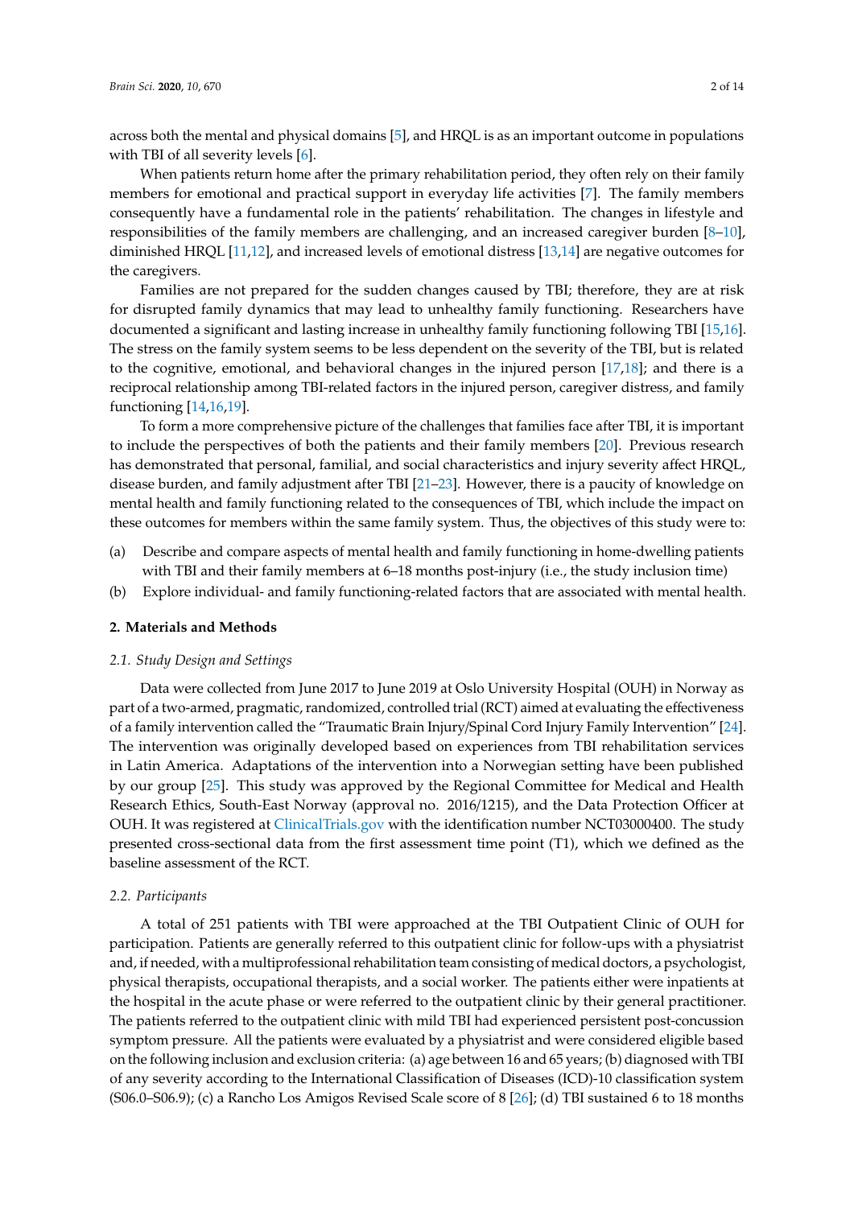across both the mental and physical domains [5], and HRQL is as an important outcome in populations with TBI of all severity levels [6].

When patients return home after the primary rehabilitation period, they often rely on their family members for emotional and practical support in everyday life activities [7]. The family members consequently have a fundamental role in the patients' rehabilitation. The changes in lifestyle and responsibilities of the family members are challenging, and an increased caregiver burden [8–10], diminished HRQL [11,12], and increased levels of emotional distress [13,14] are negative outcomes for the caregivers.

Families are not prepared for the sudden changes caused by TBI; therefore, they are at risk for disrupted family dynamics that may lead to unhealthy family functioning. Researchers have documented a significant and lasting increase in unhealthy family functioning following TBI [15,16]. The stress on the family system seems to be less dependent on the severity of the TBI, but is related to the cognitive, emotional, and behavioral changes in the injured person [17,18]; and there is a reciprocal relationship among TBI-related factors in the injured person, caregiver distress, and family functioning [14,16,19].

To form a more comprehensive picture of the challenges that families face after TBI, it is important to include the perspectives of both the patients and their family members [20]. Previous research has demonstrated that personal, familial, and social characteristics and injury severity affect HRQL, disease burden, and family adjustment after TBI [21–23]. However, there is a paucity of knowledge on mental health and family functioning related to the consequences of TBI, which include the impact on these outcomes for members within the same family system. Thus, the objectives of this study were to:

(a) Describe and compare aspects of mental health and family functioning in home-dwelling patients with TBI and their family members at 6–18 months post-injury (i.e., the study inclusion time)

(b) Explore individual- and family functioning-related factors that are associated with mental health.

## 2. Materials and Methods

### 2.1. Study Design and Settings

Data were collected from June 2017 to June 2019 at Oslo University Hospital (OUH) in Norway as part of a two-armed, pragmatic, randomized, controlled trial (RCT) aimed at evaluating the effectiveness of a family intervention called the "Traumatic Brain Injury/Spinal Cord Injury Family Intervention" [24]. The intervention was originally developed based on experiences from TBI rehabilitation services in Latin America. Adaptations of the intervention into a Norwegian setting have been published by our group [25]. This study was approved by the Regional Committee for Medical and Health Research Ethics, South-East Norway (approval no. 2016/1215), and the Data Protection Officer at OUH. It was registered at ClinicalTrials.gov with the identification number NCT03000400. The study presented cross-sectional data from the first assessment time point (T1), which we defined as the baseline assessment of the RCT.

### 2.2. Participants

A total of 251 patients with TBI were approached at the TBI Outpatient Clinic of OUH for participation. Patients are generally referred to this outpatient clinic for follow-ups with a physiatrist and, if needed, with a multiprofessional rehabilitation team consisting of medical doctors, a psychologist, physical therapists, occupational therapists, and a social worker. The patients either were inpatients at the hospital in the acute phase or were referred to the outpatient clinic by their general practitioner. The patients referred to the outpatient clinic with mild TBI had experienced persistent post-concussion symptom pressure. All the patients were evaluated by a physiatrist and were considered eligible based on the following inclusion and exclusion criteria: (a) age between 16 and 65 years; (b) diagnosed with TBI of any severity according to the International Classification of Diseases (ICD)-10 classification system (S06.0–S06.9); (c) a Rancho Los Amigos Revised Scale score of 8 [26]; (d) TBI sustained 6 to 18 months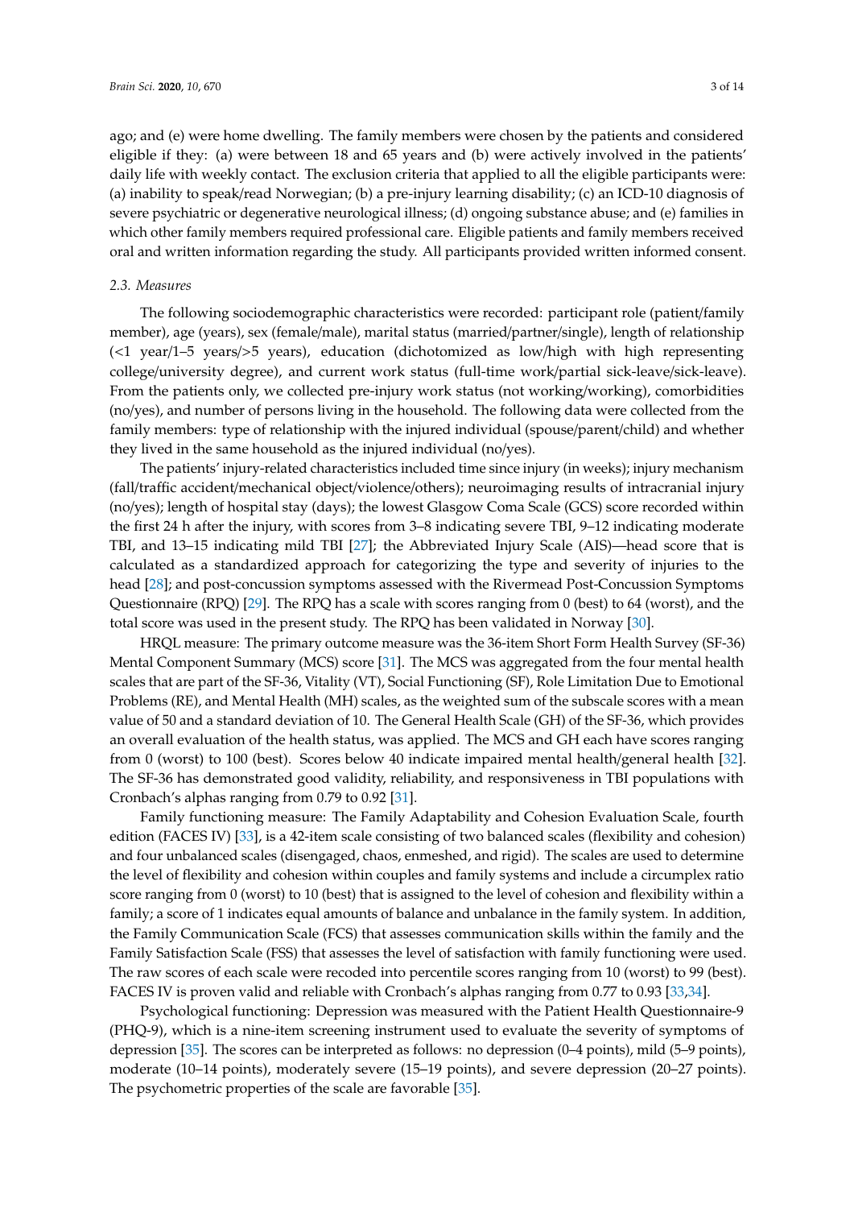ago; and (e) were home dwelling. The family members were chosen by the patients and considered eligible if they: (a) were between 18 and 65 years and (b) were actively involved in the patients' daily life with weekly contact. The exclusion criteria that applied to all the eligible participants were: (a) inability to speak/read Norwegian; (b) a pre-injury learning disability; (c) an ICD-10 diagnosis of severe psychiatric or degenerative neurological illness; (d) ongoing substance abuse; and (e) families in which other family members required professional care. Eligible patients and family members received oral and written information regarding the study. All participants provided written informed consent.

### 2.3. Measures

The following sociodemographic characteristics were recorded: participant role (patient/family member), age (years), sex (female/male), marital status (married/partner/single), length of relationship (<1 year/1–5 years/>5 years), education (dichotomized as low/high with high representing college/university degree), and current work status (full-time work/partial sick-leave/sick-leave). From the patients only, we collected pre-injury work status (not working/working), comorbidities (no/yes), and number of persons living in the household. The following data were collected from the family members: type of relationship with the injured individual (spouse/parent/child) and whether they lived in the same household as the injured individual (no/yes).

The patients' injury-related characteristics included time since injury (in weeks); injury mechanism (fall/traffic accident/mechanical object/violence/others); neuroimaging results of intracranial injury (no/yes); length of hospital stay (days); the lowest Glasgow Coma Scale (GCS) score recorded within the first 24 h after the injury, with scores from 3–8 indicating severe TBI, 9–12 indicating moderate TBI, and 13–15 indicating mild TBI [27]; the Abbreviated Injury Scale (AIS)—head score that is calculated as a standardized approach for categorizing the type and severity of injuries to the head [28]; and post-concussion symptoms assessed with the Rivermead Post-Concussion Symptoms Questionnaire (RPQ) [29]. The RPQ has a scale with scores ranging from 0 (best) to 64 (worst), and the total score was used in the present study. The RPQ has been validated in Norway [30].

HRQL measure: The primary outcome measure was the 36-item Short Form Health Survey (SF-36) Mental Component Summary (MCS) score [31]. The MCS was aggregated from the four mental health scales that are part of the SF-36, Vitality (VT), Social Functioning (SF), Role Limitation Due to Emotional Problems (RE), and Mental Health (MH) scales, as the weighted sum of the subscale scores with a mean value of 50 and a standard deviation of 10. The General Health Scale (GH) of the SF-36, which provides an overall evaluation of the health status, was applied. The MCS and GH each have scores ranging from 0 (worst) to 100 (best). Scores below 40 indicate impaired mental health/general health [32]. The SF-36 has demonstrated good validity, reliability, and responsiveness in TBI populations with Cronbach's alphas ranging from 0.79 to 0.92 [31].

Family functioning measure: The Family Adaptability and Cohesion Evaluation Scale, fourth edition (FACES IV) [33], is a 42-item scale consisting of two balanced scales (flexibility and cohesion) and four unbalanced scales (disengaged, chaos, enmeshed, and rigid). The scales are used to determine the level of flexibility and cohesion within couples and family systems and include a circumplex ratio score ranging from 0 (worst) to 10 (best) that is assigned to the level of cohesion and flexibility within a family; a score of 1 indicates equal amounts of balance and unbalance in the family system. In addition, the Family Communication Scale (FCS) that assesses communication skills within the family and the Family Satisfaction Scale (FSS) that assesses the level of satisfaction with family functioning were used. The raw scores of each scale were recoded into percentile scores ranging from 10 (worst) to 99 (best). FACES IV is proven valid and reliable with Cronbach's alphas ranging from 0.77 to 0.93 [33,34].

Psychological functioning: Depression was measured with the Patient Health Questionnaire-9 (PHQ-9), which is a nine-item screening instrument used to evaluate the severity of symptoms of depression [35]. The scores can be interpreted as follows: no depression (0–4 points), mild (5–9 points), moderate (10–14 points), moderately severe (15–19 points), and severe depression (20–27 points). The psychometric properties of the scale are favorable [35].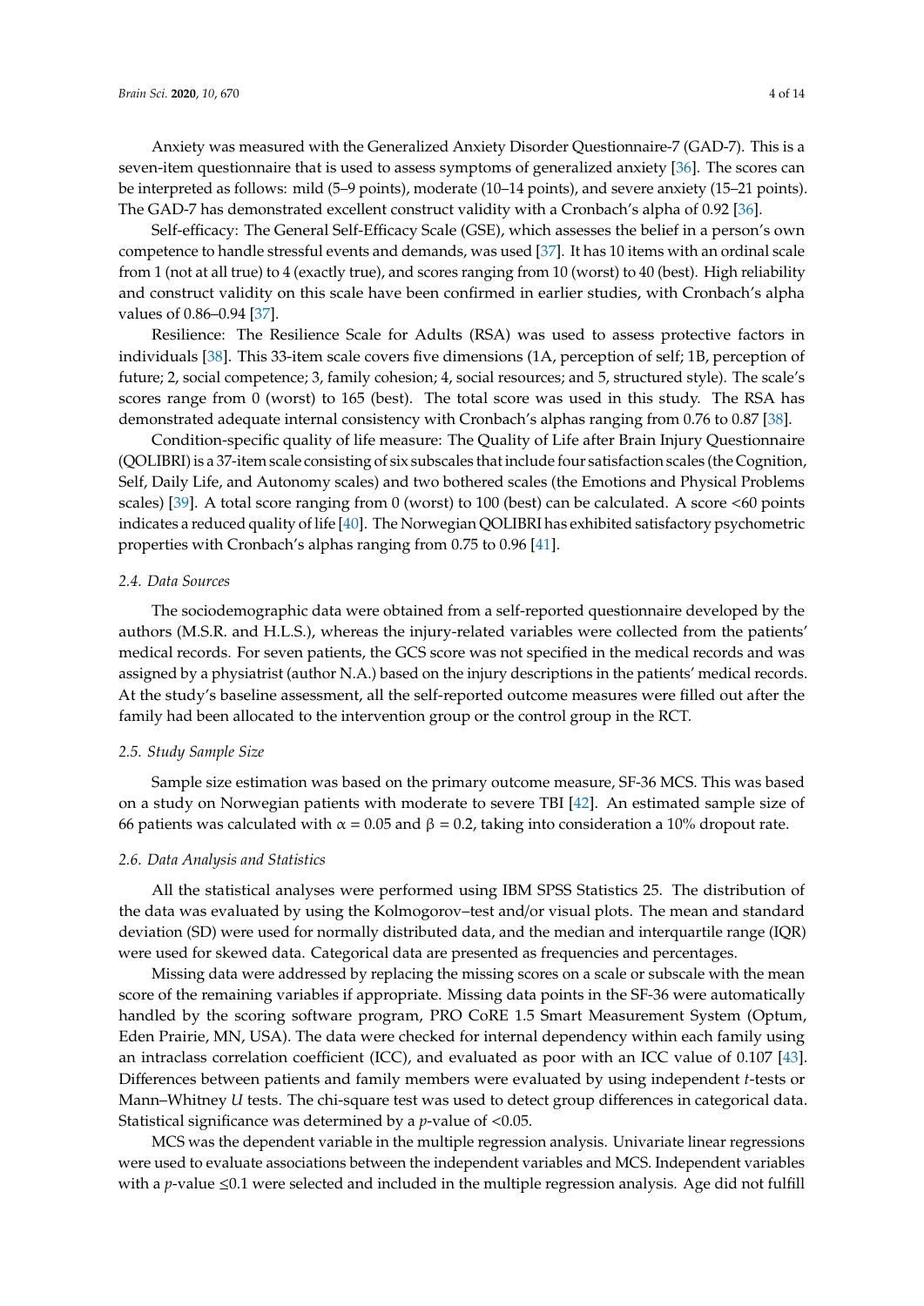Anxiety was measured with the Generalized Anxiety Disorder Questionnaire-7 (GAD-7). This is a seven-item questionnaire that is used to assess symptoms of generalized anxiety [36]. The scores can be interpreted as follows: mild (5–9 points), moderate (10–14 points), and severe anxiety (15–21 points). The GAD-7 has demonstrated excellent construct validity with a Cronbach's alpha of 0.92 [36].

Self-efficacy: The General Self-Efficacy Scale (GSE), which assesses the belief in a person's own competence to handle stressful events and demands, was used [37]. It has 10 items with an ordinal scale from 1 (not at all true) to 4 (exactly true), and scores ranging from 10 (worst) to 40 (best). High reliability and construct validity on this scale have been confirmed in earlier studies, with Cronbach's alpha values of 0.86–0.94 [37].

Resilience: The Resilience Scale for Adults (RSA) was used to assess protective factors in individuals [38]. This 33-item scale covers five dimensions (1A, perception of self; 1B, perception of future; 2, social competence; 3, family cohesion; 4, social resources; and 5, structured style). The scale's scores range from 0 (worst) to 165 (best). The total score was used in this study. The RSA has demonstrated adequate internal consistency with Cronbach's alphas ranging from 0.76 to 0.87 [38].

Condition-specific quality of life measure: The Quality of Life after Brain Injury Questionnaire (QOLIBRI) is a 37-item scale consisting of six subscales that include four satisfaction scales (the Cognition, Self, Daily Life, and Autonomy scales) and two bothered scales (the Emotions and Physical Problems scales) [39]. A total score ranging from 0 (worst) to 100 (best) can be calculated. A score <60 points indicates a reduced quality of life [40]. The Norwegian QOLIBRI has exhibited satisfactory psychometric properties with Cronbach's alphas ranging from 0.75 to 0.96 [41].

### 2.4. Data Sources

The sociodemographic data were obtained from a self-reported questionnaire developed by the authors (M.S.R. and H.L.S.), whereas the injury-related variables were collected from the patients' medical records. For seven patients, the GCS score was not specified in the medical records and was assigned by a physiatrist (author N.A.) based on the injury descriptions in the patients' medical records. At the study's baseline assessment, all the self-reported outcome measures were filled out after the family had been allocated to the intervention group or the control group in the RCT.

### 2.5. Study Sample Size

Sample size estimation was based on the primary outcome measure, SF-36 MCS. This was based on a study on Norwegian patients with moderate to severe TBI [42]. An estimated sample size of 66 patients was calculated with $\alpha = 0.05$ and $\beta = 0.2$, taking into consideration a 10% dropout rate.

### 2.6. Data Analysis and Statistics

All the statistical analyses were performed using IBM SPSS Statistics 25. The distribution of the data was evaluated by using the Kolmogorov–test and/or visual plots. The mean and standard deviation (SD) were used for normally distributed data, and the median and interquartile range (IQR) were used for skewed data. Categorical data are presented as frequencies and percentages.

Missing data were addressed by replacing the missing scores on a scale or subscale with the mean score of the remaining variables if appropriate. Missing data points in the SF-36 were automatically handled by the scoring software program, PRO CoRE 1.5 Smart Measurement System (Optum, Eden Prairie, MN, USA). The data were checked for internal dependency within each family using an intraclass correlation coefficient (ICC), and evaluated as poor with an ICC value of 0.107 [43]. Differences between patients and family members were evaluated by using independent $t$-tests or Mann–Whitney $U$ tests. The chi-square test was used to detect group differences in categorical data. Statistical significance was determined by a $p$-value of $<0.05$.

MCS was the dependent variable in the multiple regression analysis. Univariate linear regressions were used to evaluate associations between the independent variables and MCS. Independent variables with a $p$-value $\leq 0.1$ were selected and included in the multiple regression analysis. Age did not fulfill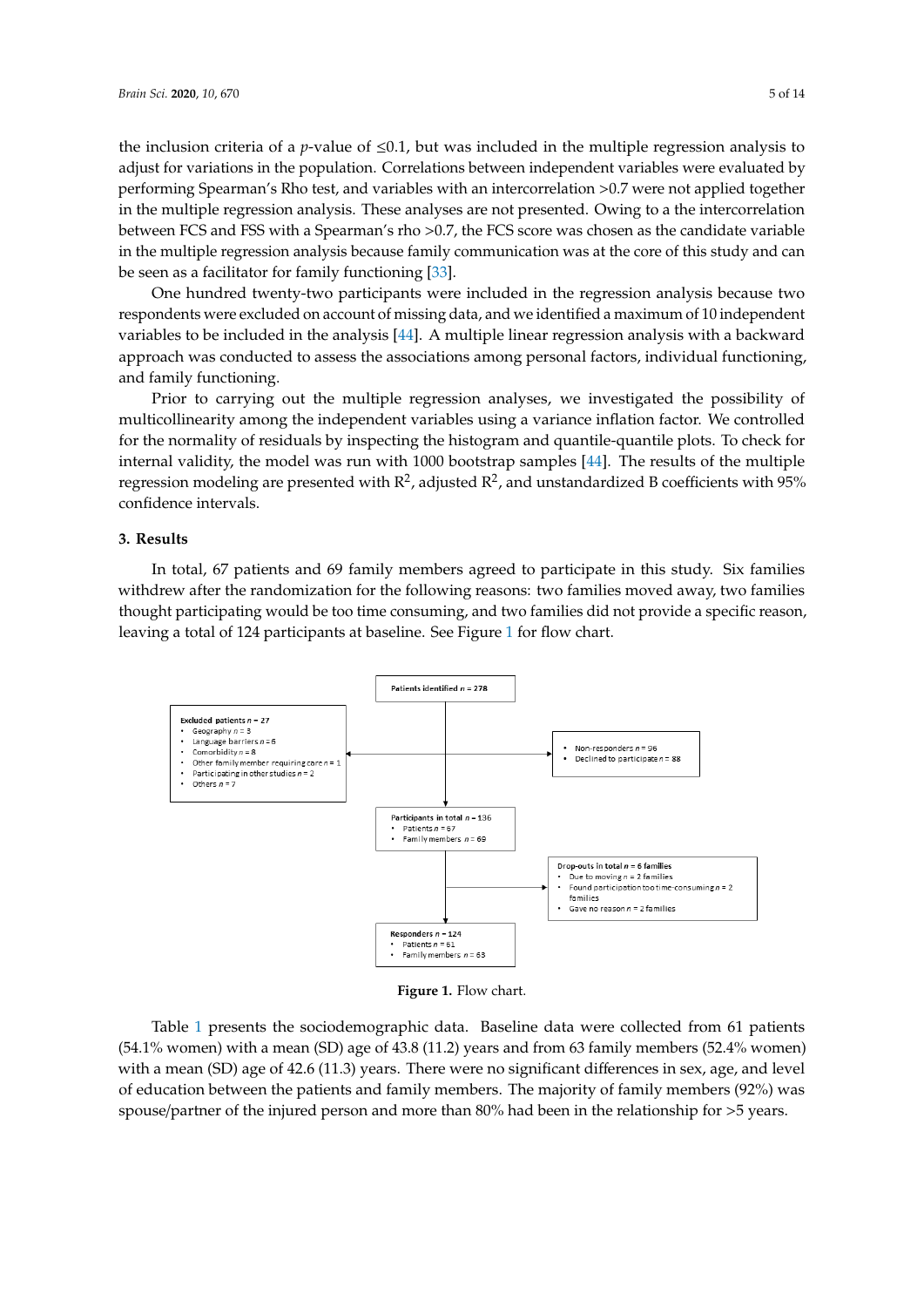the inclusion criteria of a *p*-value of ≤0.1, but was included in the multiple regression analysis to adjust for variations in the population. Correlations between independent variables were evaluated by performing Spearman's Rho test, and variables with an intercorrelation >0.7 were not applied together in the multiple regression analysis. These analyses are not presented. Owing to a the intercorrelation between FCS and FSS with a Spearman's rho >0.7, the FCS score was chosen as the candidate variable in the multiple regression analysis because family communication was at the core of this study and can be seen as a facilitator for family functioning [33].

One hundred twenty-two participants were included in the regression analysis because two respondents were excluded on account of missing data, and we identified a maximum of 10 independent variables to be included in the analysis [44]. A multiple linear regression analysis with a backward approach was conducted to assess the associations among personal factors, individual functioning, and family functioning.

Prior to carrying out the multiple regression analyses, we investigated the possibility of multicollinearity among the independent variables using a variance inflation factor. We controlled for the normality of residuals by inspecting the histogram and quantile-quantile plots. To check for internal validity, the model was run with 1000 bootstrap samples [44]. The results of the multiple regression modeling are presented with $R^2$, adjusted $R^2$, and unstandardized B coefficients with 95% confidence intervals.

## 3. Results

In total, 67 patients and 69 family members agreed to participate in this study. Six families withdrew after the randomization for the following reasons: two families moved away, two families thought participating would be too time consuming, and two families did not provide a specific reason, leaving a total of 124 participants at baseline. See Figure 1 for flow chart.

**Patients identified** *n* **= 278**

**Excluded patients** *n* **= 27**
- Geography *n* = 3
- Language barriers *n* = 6
- Comorbidity *n* = 8
- Other family member requiring care *n* = 1
- Participating in other studies *n* = 2
- Others *n* = 7

- Non-responders *n* = 96
- Declined to participate *n* = 88

**Participants in total** *n* **= 136**
- Patients *n* = 67
- Family members *n* = 69

**Drop-outs in total** *n* **= 6 families**
- Due to moving *n* = 2 families
- Found participation too time-consuming *n* = 2 families
- Gave no reason *n* = 2 families

**Responders** *n* **= 124**
- Patients *n* = 61
- Family members *n* = 63

**Figure 1.** Flow chart.

Table 1 presents the sociodemographic data. Baseline data were collected from 61 patients (54.1% women) with a mean (SD) age of 43.8 (11.2) years and from 63 family members (52.4% women) with a mean (SD) age of 42.6 (11.3) years. There were no significant differences in sex, age, and level of education between the patients and family members. The majority of family members (92%) was spouse/partner of the injured person and more than 80% had been in the relationship for >5 years.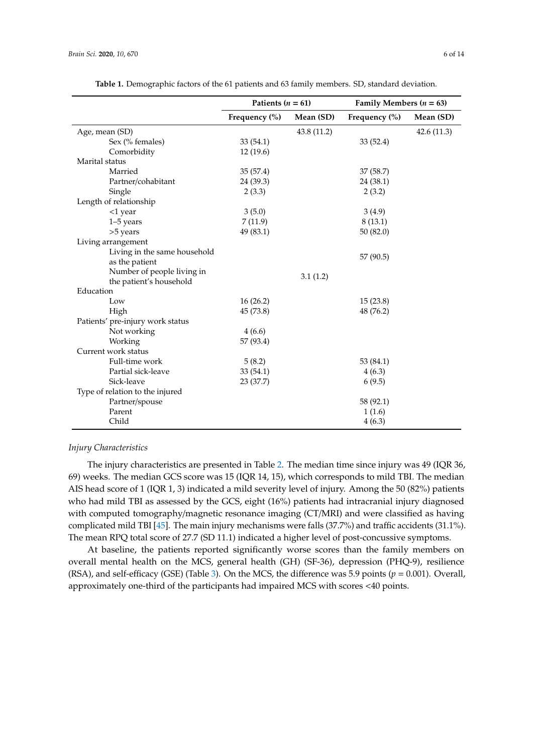**Table 1.** Demographic factors of the 61 patients and 63 family members. SD, standard deviation.

| | Patients ($n$ = 61) | | Family Members ($n$ = 63) | |
|---|---|---|---|---|
| | Frequency (%) | Mean (SD) | Frequency (%) | Mean (SD) |
| Age, mean (SD) | | 43.8 (11.2) | | 42.6 (11.3) |
| Sex (% females) | 33 (54.1) | | 33 (52.4) | |
| Comorbidity | 12 (19.6) | | | |
| Marital status | | | | |
| Married | 35 (57.4) | | 37 (58.7) | |
| Partner/cohabitant | 24 (39.3) | | 24 (38.1) | |
| Single | 2 (3.3) | | 2 (3.2) | |
| Length of relationship | | | | |
| <1 year | 3 (5.0) | | 3 (4.9) | |
| 1–5 years | 7 (11.9) | | 8 (13.1) | |
| >5 years | 49 (83.1) | | 50 (82.0) | |
| Living arrangement | | | | |
| Living in the same household as the patient | | | 57 (90.5) | |
| Number of people living in the patient's household | | 3.1 (1.2) | | |
| Education | | | | |
| Low | 16 (26.2) | | 15 (23.8) | |
| High | 45 (73.8) | | 48 (76.2) | |
| Patients' pre-injury work status | | | | |
| Not working | 4 (6.6) | | | |
| Working | 57 (93.4) | | | |
| Current work status | | | | |
| Full-time work | 5 (8.2) | | 53 (84.1) | |
| Partial sick-leave | 33 (54.1) | | 4 (6.3) | |
| Sick-leave | 23 (37.7) | | 6 (9.5) | |
| Type of relation to the injured | | | | |
| Partner/spouse | | | 58 (92.1) | |
| Parent | | | 1 (1.6) | |
| Child | | | 4 (6.3) | |

*Injury Characteristics*

The injury characteristics are presented in Table 2. The median time since injury was 49 (IQR 36, 69) weeks. The median GCS score was 15 (IQR 14, 15), which corresponds to mild TBI. The median AIS head score of 1 (IQR 1, 3) indicated a mild severity level of injury. Among the 50 (82%) patients who had mild TBI as assessed by the GCS, eight (16%) patients had intracranial injury diagnosed with computed tomography/magnetic resonance imaging (CT/MRI) and were classified as having complicated mild TBI [45]. The main injury mechanisms were falls (37.7%) and traffic accidents (31.1%). The mean RPQ total score of 27.7 (SD 11.1) indicated a higher level of post-concussive symptoms.

At baseline, the patients reported significantly worse scores than the family members on overall mental health on the MCS, general health (GH) (SF-36), depression (PHQ-9), resilience (RSA), and self-efficacy (GSE) (Table 3). On the MCS, the difference was 5.9 points ($p$ = 0.001). Overall, approximately one-third of the participants had impaired MCS with scores <40 points.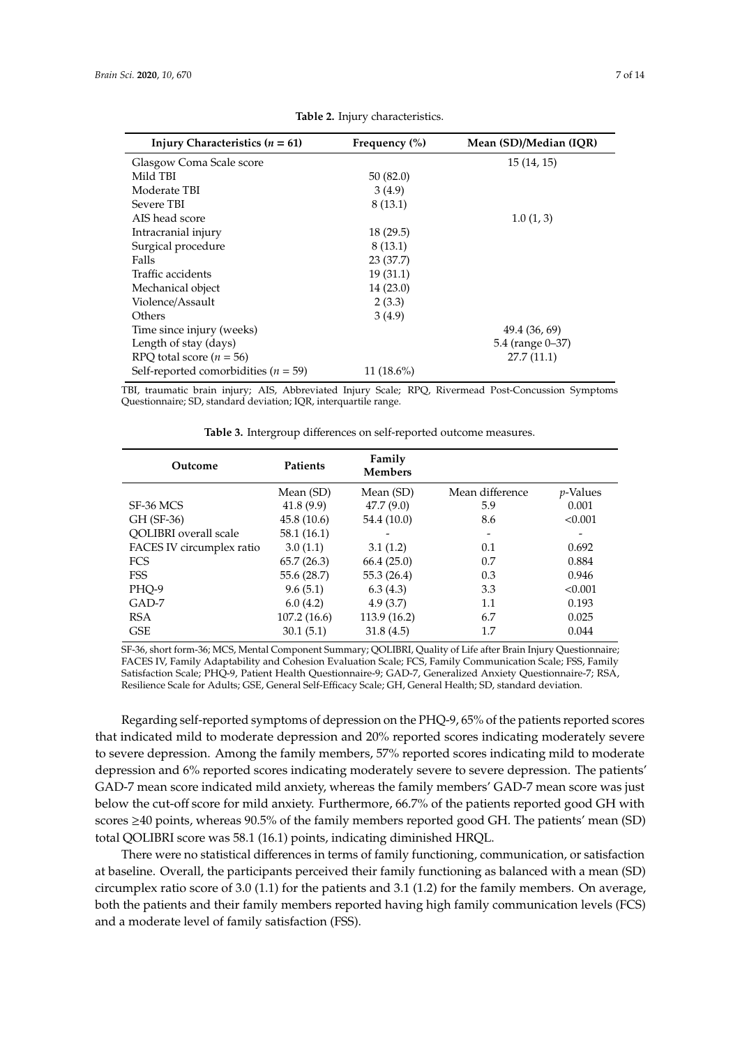**Table 2.** Injury characteristics.

| Injury Characteristics ($n$ = 61) | Frequency (%) | Mean (SD)/Median (IQR) |
|---|---|---|
| Glasgow Coma Scale score | | 15 (14, 15) |
| Mild TBI | 50 (82.0) | |
| Moderate TBI | 3 (4.9) | |
| Severe TBI | 8 (13.1) | |
| AIS head score | | 1.0 (1, 3) |
| Intracranial injury | 18 (29.5) | |
| Surgical procedure | 8 (13.1) | |
| Falls | 23 (37.7) | |
| Traffic accidents | 19 (31.1) | |
| Mechanical object | 14 (23.0) | |
| Violence/Assault | 2 (3.3) | |
| Others | 3 (4.9) | |
| Time since injury (weeks) | | 49.4 (36, 69) |
| Length of stay (days) | | 5.4 (range 0–37) |
| RPQ total score ($n$ = 56) | | 27.7 (11.1) |
| Self-reported comorbidities ($n$ = 59) | 11 (18.6%) | |

TBI, traumatic brain injury; AIS, Abbreviated Injury Scale; RPQ, Rivermead Post-Concussion Symptoms Questionnaire; SD, standard deviation; IQR, interquartile range.

**Table 3.** Intergroup differences on self-reported outcome measures.

| Outcome | Patients | Family Members | | |
|---|---|---|---|---|
| | Mean (SD) | Mean (SD) | Mean difference | $p$-Values |
| SF-36 MCS | 41.8 (9.9) | 47.7 (9.0) | 5.9 | 0.001 |
| GH (SF-36) | 45.8 (10.6) | 54.4 (10.0) | 8.6 | <0.001 |
| QOLIBRI overall scale | 58.1 (16.1) | - | - | - |
| FACES IV circumplex ratio | 3.0 (1.1) | 3.1 (1.2) | 0.1 | 0.692 |
| FCS | 65.7 (26.3) | 66.4 (25.0) | 0.7 | 0.884 |
| FSS | 55.6 (28.7) | 55.3 (26.4) | 0.3 | 0.946 |
| PHQ-9 | 9.6 (5.1) | 6.3 (4.3) | 3.3 | <0.001 |
| GAD-7 | 6.0 (4.2) | 4.9 (3.7) | 1.1 | 0.193 |
| RSA | 107.2 (16.6) | 113.9 (16.2) | 6.7 | 0.025 |
| GSE | 30.1 (5.1) | 31.8 (4.5) | 1.7 | 0.044 |

SF-36, short form-36; MCS, Mental Component Summary; QOLIBRI, Quality of Life after Brain Injury Questionnaire; FACES IV, Family Adaptability and Cohesion Evaluation Scale; FCS, Family Communication Scale; FSS, Family Satisfaction Scale; PHQ-9, Patient Health Questionnaire-9; GAD-7, Generalized Anxiety Questionnaire-7; RSA, Resilience Scale for Adults; GSE, General Self-Efficacy Scale; GH, General Health; SD, standard deviation.

Regarding self-reported symptoms of depression on the PHQ-9, 65% of the patients reported scores that indicated mild to moderate depression and 20% reported scores indicating moderately severe to severe depression. Among the family members, 57% reported scores indicating mild to moderate depression and 6% reported scores indicating moderately severe to severe depression. The patients' GAD-7 mean score indicated mild anxiety, whereas the family members' GAD-7 mean score was just below the cut-off score for mild anxiety. Furthermore, 66.7% of the patients reported good GH with scores ≥40 points, whereas 90.5% of the family members reported good GH. The patients' mean (SD) total QOLIBRI score was 58.1 (16.1) points, indicating diminished HRQL.

There were no statistical differences in terms of family functioning, communication, or satisfaction at baseline. Overall, the participants perceived their family functioning as balanced with a mean (SD) circumplex ratio score of 3.0 (1.1) for the patients and 3.1 (1.2) for the family members. On average, both the patients and their family members reported having high family communication levels (FCS) and a moderate level of family satisfaction (FSS).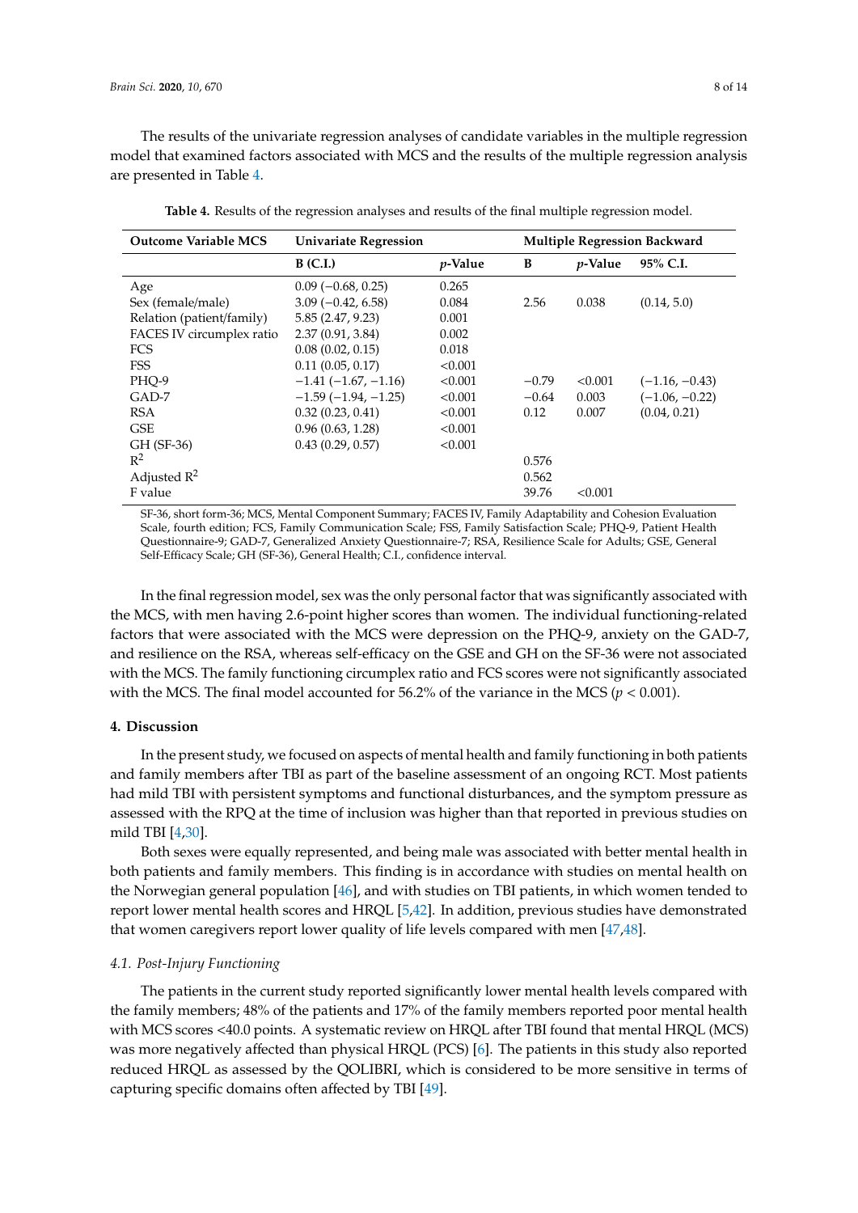The results of the univariate regression analyses of candidate variables in the multiple regression model that examined factors associated with MCS and the results of the multiple regression analysis are presented in Table 4.

**Table 4.** Results of the regression analyses and results of the final multiple regression model.

| Outcome Variable MCS | Univariate Regression | | Multiple Regression Backward | | |
|---|---|---|---|---|---|
| | B (C.I.) | *p*-Value | B | *p*-Value | 95% C.I. |
| Age | 0.09 (−0.68, 0.25) | 0.265 | | | |
| Sex (female/male) | 3.09 (−0.42, 6.58) | 0.084 | 2.56 | 0.038 | (0.14, 5.0) |
| Relation (patient/family) | 5.85 (2.47, 9.23) | 0.001 | | | |
| FACES IV circumplex ratio | 2.37 (0.91, 3.84) | 0.002 | | | |
| FCS | 0.08 (0.02, 0.15) | 0.018 | | | |
| FSS | 0.11 (0.05, 0.17) | <0.001 | | | |
| PHQ-9 | −1.41 (−1.67, −1.16) | <0.001 | −0.79 | <0.001 | (−1.16, −0.43) |
| GAD-7 | −1.59 (−1.94, −1.25) | <0.001 | −0.64 | 0.003 | (−1.06, −0.22) |
| RSA | 0.32 (0.23, 0.41) | <0.001 | 0.12 | 0.007 | (0.04, 0.21) |
| GSE | 0.96 (0.63, 1.28) | <0.001 | | | |
| GH (SF-36) | 0.43 (0.29, 0.57) | <0.001 | | | |
| $R^2$ | | | 0.576 | | |
| Adjusted $R^2$ | | | 0.562 | | |
| F value | | | 39.76 | <0.001 | |

SF-36, short form-36; MCS, Mental Component Summary; FACES IV, Family Adaptability and Cohesion Evaluation Scale, fourth edition; FCS, Family Communication Scale; FSS, Family Satisfaction Scale; PHQ-9, Patient Health Questionnaire-9; GAD-7, Generalized Anxiety Questionnaire-7; RSA, Resilience Scale for Adults; GSE, General Self-Efficacy Scale; GH (SF-36), General Health; C.I., confidence interval.

In the final regression model, sex was the only personal factor that was significantly associated with the MCS, with men having 2.6-point higher scores than women. The individual functioning-related factors that were associated with the MCS were depression on the PHQ-9, anxiety on the GAD-7, and resilience on the RSA, whereas self-efficacy on the GSE and GH on the SF-36 were not associated with the MCS. The family functioning circumplex ratio and FCS scores were not significantly associated with the MCS. The final model accounted for 56.2% of the variance in the MCS ($p < 0.001$).

## 4. Discussion

In the present study, we focused on aspects of mental health and family functioning in both patients and family members after TBI as part of the baseline assessment of an ongoing RCT. Most patients had mild TBI with persistent symptoms and functional disturbances, and the symptom pressure as assessed with the RPQ at the time of inclusion was higher than that reported in previous studies on mild TBI [4,30].

Both sexes were equally represented, and being male was associated with better mental health in both patients and family members. This finding is in accordance with studies on mental health on the Norwegian general population [46], and with studies on TBI patients, in which women tended to report lower mental health scores and HRQL [5,42]. In addition, previous studies have demonstrated that women caregivers report lower quality of life levels compared with men [47,48].

### *4.1. Post-Injury Functioning*

The patients in the current study reported significantly lower mental health levels compared with the family members; 48% of the patients and 17% of the family members reported poor mental health with MCS scores <40.0 points. A systematic review on HRQL after TBI found that mental HRQL (MCS) was more negatively affected than physical HRQL (PCS) [6]. The patients in this study also reported reduced HRQL as assessed by the QOLIBRI, which is considered to be more sensitive in terms of capturing specific domains often affected by TBI [49].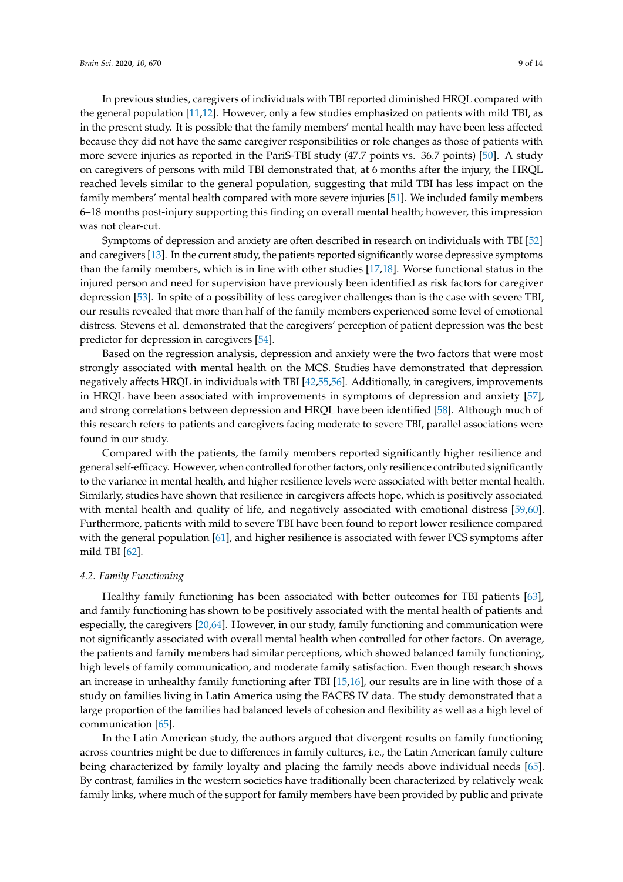In previous studies, caregivers of individuals with TBI reported diminished HRQL compared with the general population [11,12]. However, only a few studies emphasized on patients with mild TBI, as in the present study. It is possible that the family members' mental health may have been less affected because they did not have the same caregiver responsibilities or role changes as those of patients with more severe injuries as reported in the PariS-TBI study (47.7 points vs. 36.7 points) [50]. A study on caregivers of persons with mild TBI demonstrated that, at 6 months after the injury, the HRQL reached levels similar to the general population, suggesting that mild TBI has less impact on the family members' mental health compared with more severe injuries [51]. We included family members 6–18 months post-injury supporting this finding on overall mental health; however, this impression was not clear-cut.

Symptoms of depression and anxiety are often described in research on individuals with TBI [52] and caregivers [13]. In the current study, the patients reported significantly worse depressive symptoms than the family members, which is in line with other studies [17,18]. Worse functional status in the injured person and need for supervision have previously been identified as risk factors for caregiver depression [53]. In spite of a possibility of less caregiver challenges than is the case with severe TBI, our results revealed that more than half of the family members experienced some level of emotional distress. Stevens et al. demonstrated that the caregivers' perception of patient depression was the best predictor for depression in caregivers [54].

Based on the regression analysis, depression and anxiety were the two factors that were most strongly associated with mental health on the MCS. Studies have demonstrated that depression negatively affects HRQL in individuals with TBI [42,55,56]. Additionally, in caregivers, improvements in HRQL have been associated with improvements in symptoms of depression and anxiety [57], and strong correlations between depression and HRQL have been identified [58]. Although much of this research refers to patients and caregivers facing moderate to severe TBI, parallel associations were found in our study.

Compared with the patients, the family members reported significantly higher resilience and general self-efficacy. However, when controlled for other factors, only resilience contributed significantly to the variance in mental health, and higher resilience levels were associated with better mental health. Similarly, studies have shown that resilience in caregivers affects hope, which is positively associated with mental health and quality of life, and negatively associated with emotional distress [59,60]. Furthermore, patients with mild to severe TBI have been found to report lower resilience compared with the general population [61], and higher resilience is associated with fewer PCS symptoms after mild TBI [62].

### *4.2. Family Functioning*

Healthy family functioning has been associated with better outcomes for TBI patients [63], and family functioning has shown to be positively associated with the mental health of patients and especially, the caregivers [20,64]. However, in our study, family functioning and communication were not significantly associated with overall mental health when controlled for other factors. On average, the patients and family members had similar perceptions, which showed balanced family functioning, high levels of family communication, and moderate family satisfaction. Even though research shows an increase in unhealthy family functioning after TBI [15,16], our results are in line with those of a study on families living in Latin America using the FACES IV data. The study demonstrated that a large proportion of the families had balanced levels of cohesion and flexibility as well as a high level of communication [65].

In the Latin American study, the authors argued that divergent results on family functioning across countries might be due to differences in family cultures, i.e., the Latin American family culture being characterized by family loyalty and placing the family needs above individual needs [65]. By contrast, families in the western societies have traditionally been characterized by relatively weak family links, where much of the support for family members have been provided by public and private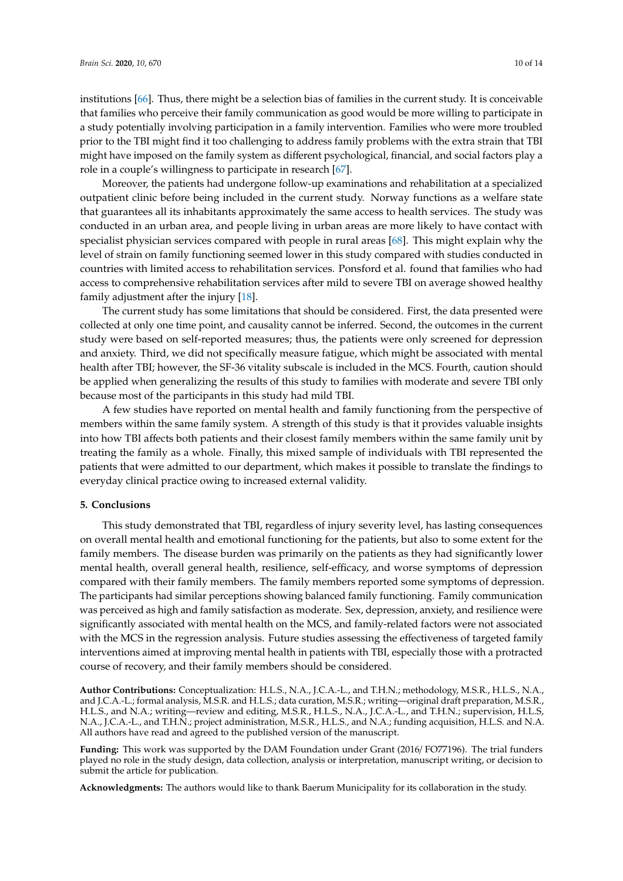institutions [66]. Thus, there might be a selection bias of families in the current study. It is conceivable that families who perceive their family communication as good would be more willing to participate in a study potentially involving participation in a family intervention. Families who were more troubled prior to the TBI might find it too challenging to address family problems with the extra strain that TBI might have imposed on the family system as different psychological, financial, and social factors play a role in a couple's willingness to participate in research [67].

Moreover, the patients had undergone follow-up examinations and rehabilitation at a specialized outpatient clinic before being included in the current study. Norway functions as a welfare state that guarantees all its inhabitants approximately the same access to health services. The study was conducted in an urban area, and people living in urban areas are more likely to have contact with specialist physician services compared with people in rural areas [68]. This might explain why the level of strain on family functioning seemed lower in this study compared with studies conducted in countries with limited access to rehabilitation services. Ponsford et al. found that families who had access to comprehensive rehabilitation services after mild to severe TBI on average showed healthy family adjustment after the injury [18].

The current study has some limitations that should be considered. First, the data presented were collected at only one time point, and causality cannot be inferred. Second, the outcomes in the current study were based on self-reported measures; thus, the patients were only screened for depression and anxiety. Third, we did not specifically measure fatigue, which might be associated with mental health after TBI; however, the SF-36 vitality subscale is included in the MCS. Fourth, caution should be applied when generalizing the results of this study to families with moderate and severe TBI only because most of the participants in this study had mild TBI.

A few studies have reported on mental health and family functioning from the perspective of members within the same family system. A strength of this study is that it provides valuable insights into how TBI affects both patients and their closest family members within the same family unit by treating the family as a whole. Finally, this mixed sample of individuals with TBI represented the patients that were admitted to our department, which makes it possible to translate the findings to everyday clinical practice owing to increased external validity.

## 5. Conclusions

This study demonstrated that TBI, regardless of injury severity level, has lasting consequences on overall mental health and emotional functioning for the patients, but also to some extent for the family members. The disease burden was primarily on the patients as they had significantly lower mental health, overall general health, resilience, self-efficacy, and worse symptoms of depression compared with their family members. The family members reported some symptoms of depression. The participants had similar perceptions showing balanced family functioning. Family communication was perceived as high and family satisfaction as moderate. Sex, depression, anxiety, and resilience were significantly associated with mental health on the MCS, and family-related factors were not associated with the MCS in the regression analysis. Future studies assessing the effectiveness of targeted family interventions aimed at improving mental health in patients with TBI, especially those with a protracted course of recovery, and their family members should be considered.

**Author Contributions:** Conceptualization: H.L.S., N.A., J.C.A.-L., and T.H.N.; methodology, M.S.R., H.L.S., N.A., and J.C.A.-L.; formal analysis, M.S.R. and H.L.S.; data curation, M.S.R.; writing—original draft preparation, M.S.R., H.L.S., and N.A.; writing—review and editing, M.S.R., H.L.S., N.A., J.C.A.-L., and T.H.N.; supervision, H.L.S, N.A., J.C.A.-L., and T.H.N.; project administration, M.S.R., H.L.S., and N.A.; funding acquisition, H.L.S. and N.A. All authors have read and agreed to the published version of the manuscript.

**Funding:** This work was supported by the DAM Foundation under Grant (2016/ FO77196). The trial funders played no role in the study design, data collection, analysis or interpretation, manuscript writing, or decision to submit the article for publication.

**Acknowledgments:** The authors would like to thank Baerum Municipality for its collaboration in the study.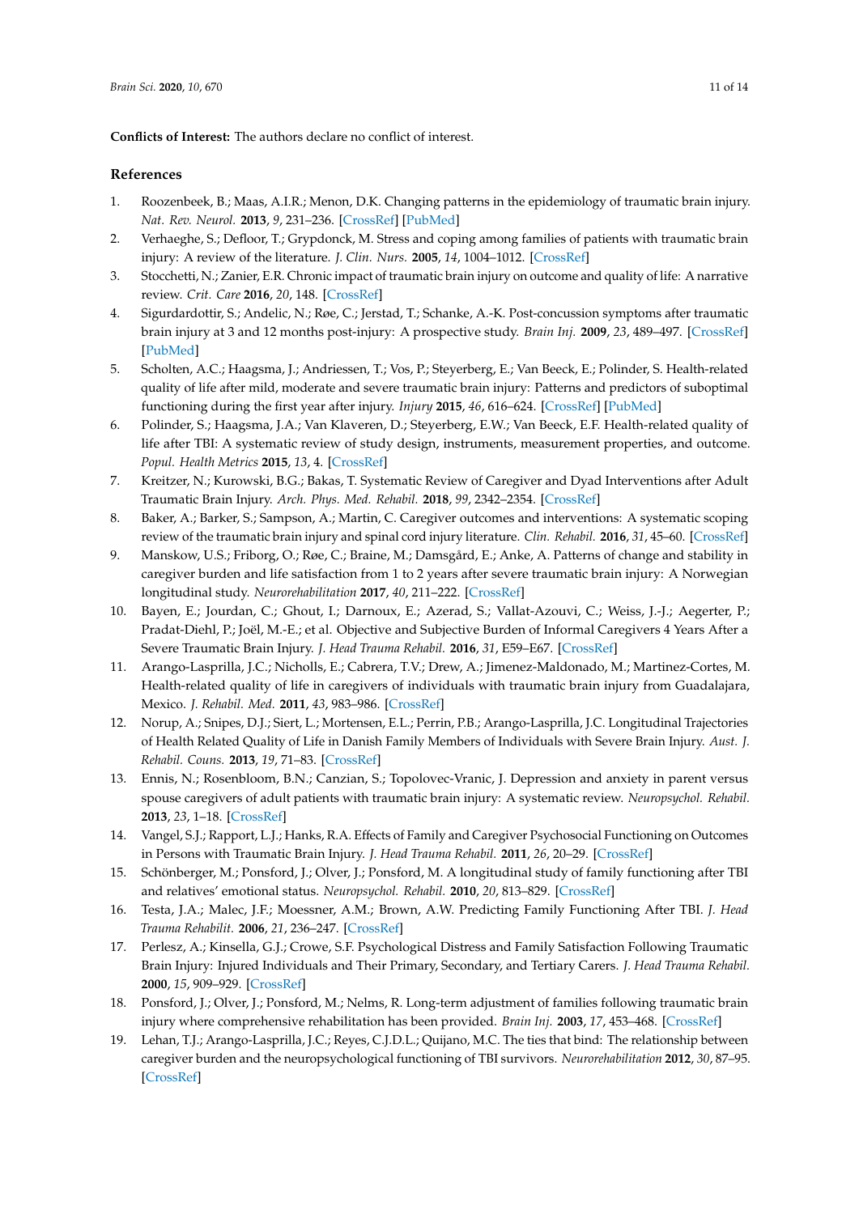**Conflicts of Interest:** The authors declare no conflict of interest.

## References

1. Roozenbeek, B.; Maas, A.I.R.; Menon, D.K. Changing patterns in the epidemiology of traumatic brain injury. *Nat. Rev. Neurol.* **2013**, *9*, 231–236. [CrossRef] [PubMed]
2. Verhaeghe, S.; Defloor, T.; Grypdonck, M. Stress and coping among families of patients with traumatic brain injury: A review of the literature. *J. Clin. Nurs.* **2005**, *14*, 1004–1012. [CrossRef]
3. Stocchetti, N.; Zanier, E.R. Chronic impact of traumatic brain injury on outcome and quality of life: A narrative review. *Crit. Care* **2016**, *20*, 148. [CrossRef]
4. Sigurdardottir, S.; Andelic, N.; Røe, C.; Jerstad, T.; Schanke, A.-K. Post-concussion symptoms after traumatic brain injury at 3 and 12 months post-injury: A prospective study. *Brain Inj.* **2009**, *23*, 489–497. [CrossRef] [PubMed]
5. Scholten, A.C.; Haagsma, J.; Andriessen, T.; Vos, P.; Steyerberg, E.; Van Beeck, E.; Polinder, S. Health-related quality of life after mild, moderate and severe traumatic brain injury: Patterns and predictors of suboptimal functioning during the first year after injury. *Injury* **2015**, *46*, 616–624. [CrossRef] [PubMed]
6. Polinder, S.; Haagsma, J.A.; Van Klaveren, D.; Steyerberg, E.W.; Van Beeck, E.F. Health-related quality of life after TBI: A systematic review of study design, instruments, measurement properties, and outcome. *Popul. Health Metrics* **2015**, *13*, 4. [CrossRef]
7. Kreitzer, N.; Kurowski, B.G.; Bakas, T. Systematic Review of Caregiver and Dyad Interventions after Adult Traumatic Brain Injury. *Arch. Phys. Med. Rehabil.* **2018**, *99*, 2342–2354. [CrossRef]
8. Baker, A.; Barker, S.; Sampson, A.; Martin, C. Caregiver outcomes and interventions: A systematic scoping review of the traumatic brain injury and spinal cord injury literature. *Clin. Rehabil.* **2016**, *31*, 45–60. [CrossRef]
9. Manskow, U.S.; Friborg, O.; Røe, C.; Braine, M.; Damsgård, E.; Anke, A. Patterns of change and stability in caregiver burden and life satisfaction from 1 to 2 years after severe traumatic brain injury: A Norwegian longitudinal study. *Neurorehabilitation* **2017**, *40*, 211–222. [CrossRef]
10. Bayen, E.; Jourdan, C.; Ghout, I.; Darnoux, E.; Azerad, S.; Vallat-Azouvi, C.; Weiss, J.-J.; Aegerter, P.; Pradat-Diehl, P.; Joël, M.-E.; et al. Objective and Subjective Burden of Informal Caregivers 4 Years After a Severe Traumatic Brain Injury. *J. Head Trauma Rehabil.* **2016**, *31*, E59–E67. [CrossRef]
11. Arango-Lasprilla, J.C.; Nicholls, E.; Cabrera, T.V.; Drew, A.; Jimenez-Maldonado, M.; Martinez-Cortes, M. Health-related quality of life in caregivers of individuals with traumatic brain injury from Guadalajara, Mexico. *J. Rehabil. Med.* **2011**, *43*, 983–986. [CrossRef]
12. Norup, A.; Snipes, D.J.; Siert, L.; Mortensen, E.L.; Perrin, P.B.; Arango-Lasprilla, J.C. Longitudinal Trajectories of Health Related Quality of Life in Danish Family Members of Individuals with Severe Brain Injury. *Aust. J. Rehabil. Couns.* **2013**, *19*, 71–83. [CrossRef]
13. Ennis, N.; Rosenbloom, B.N.; Canzian, S.; Topolovec-Vranic, J. Depression and anxiety in parent versus spouse caregivers of adult patients with traumatic brain injury: A systematic review. *Neuropsychol. Rehabil.* **2013**, *23*, 1–18. [CrossRef]
14. Vangel, S.J.; Rapport, L.J.; Hanks, R.A. Effects of Family and Caregiver Psychosocial Functioning on Outcomes in Persons with Traumatic Brain Injury. *J. Head Trauma Rehabil.* **2011**, *26*, 20–29. [CrossRef]
15. Schönberger, M.; Ponsford, J.; Olver, J.; Ponsford, M. A longitudinal study of family functioning after TBI and relatives' emotional status. *Neuropsychol. Rehabil.* **2010**, *20*, 813–829. [CrossRef]
16. Testa, J.A.; Malec, J.F.; Moessner, A.M.; Brown, A.W. Predicting Family Functioning After TBI. *J. Head Trauma Rehabilit.* **2006**, *21*, 236–247. [CrossRef]
17. Perlesz, A.; Kinsella, G.J.; Crowe, S.F. Psychological Distress and Family Satisfaction Following Traumatic Brain Injury: Injured Individuals and Their Primary, Secondary, and Tertiary Carers. *J. Head Trauma Rehabil.* **2000**, *15*, 909–929. [CrossRef]
18. Ponsford, J.; Olver, J.; Ponsford, M.; Nelms, R. Long-term adjustment of families following traumatic brain injury where comprehensive rehabilitation has been provided. *Brain Inj.* **2003**, *17*, 453–468. [CrossRef]
19. Lehan, T.J.; Arango-Lasprilla, J.C.; Reyes, C.J.D.L.; Quijano, M.C. The ties that bind: The relationship between caregiver burden and the neuropsychological functioning of TBI survivors. *Neurorehabilitation* **2012**, *30*, 87–95. [CrossRef]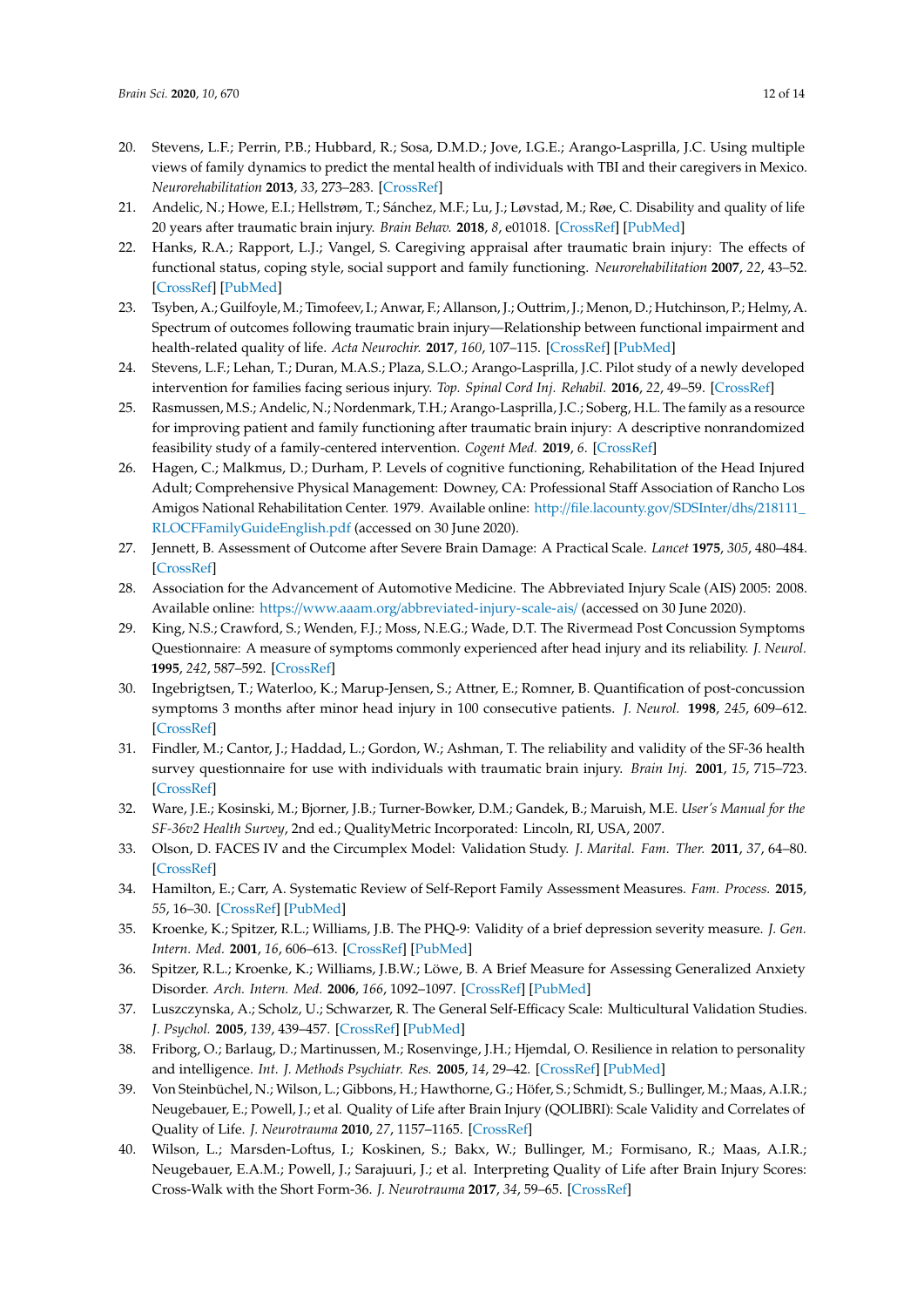20. Stevens, L.F.; Perrin, P.B.; Hubbard, R.; Sosa, D.M.D.; Jove, I.G.E.; Arango-Lasprilla, J.C. Using multiple views of family dynamics to predict the mental health of individuals with TBI and their caregivers in Mexico. *Neurorehabilitation* **2013**, *33*, 273–283. [CrossRef]
21. Andelic, N.; Howe, E.I.; Hellstrøm, T.; Sánchez, M.F.; Lu, J.; Løvstad, M.; Røe, C. Disability and quality of life 20 years after traumatic brain injury. *Brain Behav.* **2018**, *8*, e01018. [CrossRef] [PubMed]
22. Hanks, R.A.; Rapport, L.J.; Vangel, S. Caregiving appraisal after traumatic brain injury: The effects of functional status, coping style, social support and family functioning. *Neurorehabilitation* **2007**, *22*, 43–52. [CrossRef] [PubMed]
23. Tsyben, A.; Guilfoyle, M.; Timofeev, I.; Anwar, F.; Allanson, J.; Outtrim, J.; Menon, D.; Hutchinson, P.; Helmy, A. Spectrum of outcomes following traumatic brain injury—Relationship between functional impairment and health-related quality of life. *Acta Neurochir.* **2017**, *160*, 107–115. [CrossRef] [PubMed]
24. Stevens, L.F.; Lehan, T.; Duran, M.A.S.; Plaza, S.L.O.; Arango-Lasprilla, J.C. Pilot study of a newly developed intervention for families facing serious injury. *Top. Spinal Cord Inj. Rehabil.* **2016**, *22*, 49–59. [CrossRef]
25. Rasmussen, M.S.; Andelic, N.; Nordenmark, T.H.; Arango-Lasprilla, J.C.; Soberg, H.L. The family as a resource for improving patient and family functioning after traumatic brain injury: A descriptive nonrandomized feasibility study of a family-centered intervention. *Cogent Med.* **2019**, *6*. [CrossRef]
26. Hagen, C.; Malkmus, D.; Durham, P. Levels of cognitive functioning, Rehabilitation of the Head Injured Adult; Comprehensive Physical Management: Downey, CA: Professional Staff Association of Rancho Los Amigos National Rehabilitation Center. 1979. Available online: http://file.lacounty.gov/SDSInter/dhs/218111_RLOCFFamilyGuideEnglish.pdf (accessed on 30 June 2020).
27. Jennett, B. Assessment of Outcome after Severe Brain Damage: A Practical Scale. *Lancet* **1975**, *305*, 480–484. [CrossRef]
28. Association for the Advancement of Automotive Medicine. The Abbreviated Injury Scale (AIS) 2005: 2008. Available online: https://www.aaam.org/abbreviated-injury-scale-ais/ (accessed on 30 June 2020).
29. King, N.S.; Crawford, S.; Wenden, F.J.; Moss, N.E.G.; Wade, D.T. The Rivermead Post Concussion Symptoms Questionnaire: A measure of symptoms commonly experienced after head injury and its reliability. *J. Neurol.* **1995**, *242*, 587–592. [CrossRef]
30. Ingebrigtsen, T.; Waterloo, K.; Marup-Jensen, S.; Attner, E.; Romner, B. Quantification of post-concussion symptoms 3 months after minor head injury in 100 consecutive patients. *J. Neurol.* **1998**, *245*, 609–612. [CrossRef]
31. Findler, M.; Cantor, J.; Haddad, L.; Gordon, W.; Ashman, T. The reliability and validity of the SF-36 health survey questionnaire for use with individuals with traumatic brain injury. *Brain Inj.* **2001**, *15*, 715–723. [CrossRef]
32. Ware, J.E.; Kosinski, M.; Bjorner, J.B.; Turner-Bowker, D.M.; Gandek, B.; Maruish, M.E. *User's Manual for the SF-36v2 Health Survey*, 2nd ed.; QualityMetric Incorporated: Lincoln, RI, USA, 2007.
33. Olson, D. FACES IV and the Circumplex Model: Validation Study. *J. Marital. Fam. Ther.* **2011**, *37*, 64–80. [CrossRef]
34. Hamilton, E.; Carr, A. Systematic Review of Self-Report Family Assessment Measures. *Fam. Process.* **2015**, *55*, 16–30. [CrossRef] [PubMed]
35. Kroenke, K.; Spitzer, R.L.; Williams, J.B. The PHQ-9: Validity of a brief depression severity measure. *J. Gen. Intern. Med.* **2001**, *16*, 606–613. [CrossRef] [PubMed]
36. Spitzer, R.L.; Kroenke, K.; Williams, J.B.W.; Löwe, B. A Brief Measure for Assessing Generalized Anxiety Disorder. *Arch. Intern. Med.* **2006**, *166*, 1092–1097. [CrossRef] [PubMed]
37. Luszczynska, A.; Scholz, U.; Schwarzer, R. The General Self-Efficacy Scale: Multicultural Validation Studies. *J. Psychol.* **2005**, *139*, 439–457. [CrossRef] [PubMed]
38. Friborg, O.; Barlaug, D.; Martinussen, M.; Rosenvinge, J.H.; Hjemdal, O. Resilience in relation to personality and intelligence. *Int. J. Methods Psychiatr. Res.* **2005**, *14*, 29–42. [CrossRef] [PubMed]
39. Von Steinbüchel, N.; Wilson, L.; Gibbons, H.; Hawthorne, G.; Höfer, S.; Schmidt, S.; Bullinger, M.; Maas, A.I.R.; Neugebauer, E.; Powell, J.; et al. Quality of Life after Brain Injury (QOLIBRI): Scale Validity and Correlates of Quality of Life. *J. Neurotrauma* **2010**, *27*, 1157–1165. [CrossRef]
40. Wilson, L.; Marsden-Loftus, I.; Koskinen, S.; Bakx, W.; Bullinger, M.; Formisano, R.; Maas, A.I.R.; Neugebauer, E.A.M.; Powell, J.; Sarajuuri, J.; et al. Interpreting Quality of Life after Brain Injury Scores: Cross-Walk with the Short Form-36. *J. Neurotrauma* **2017**, *34*, 59–65. [CrossRef]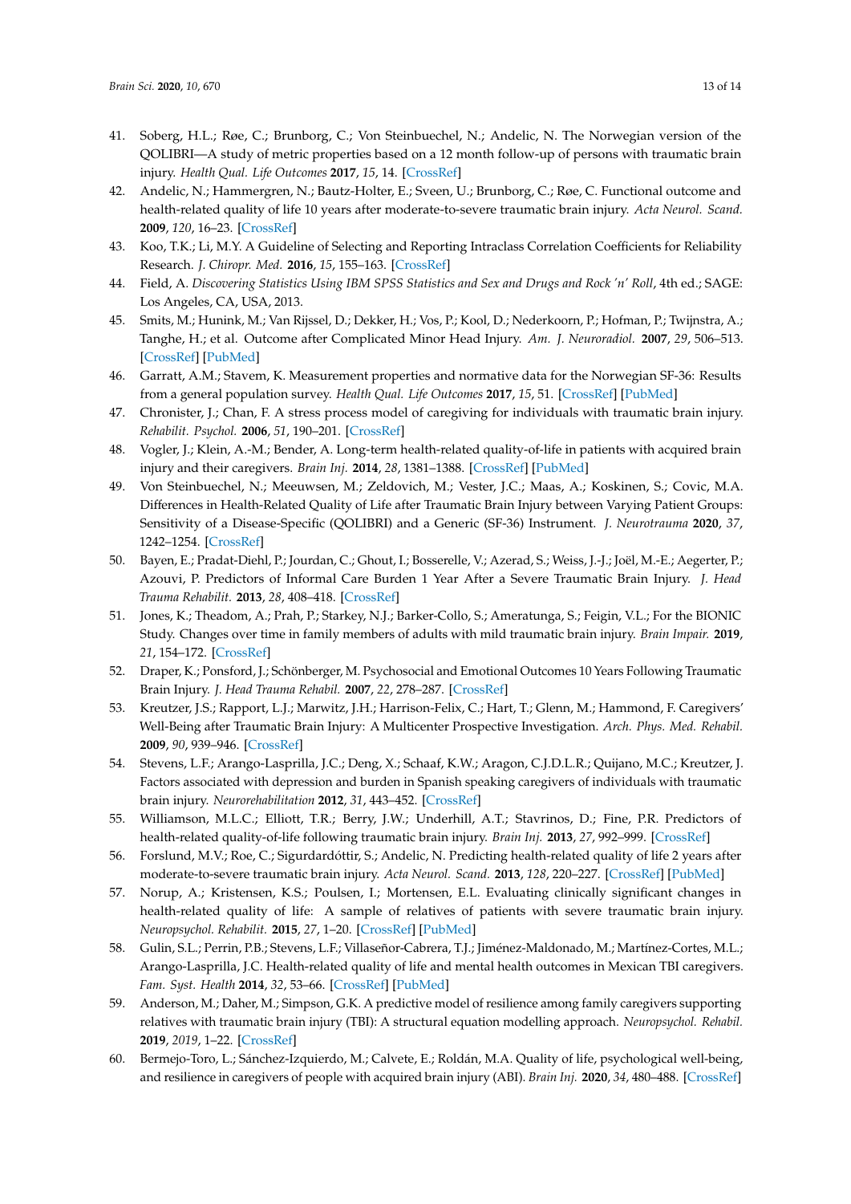41. Soberg, H.L.; Røe, C.; Brunborg, C.; Von Steinbuechel, N.; Andelic, N. The Norwegian version of the QOLIBRI—A study of metric properties based on a 12 month follow-up of persons with traumatic brain injury. *Health Qual. Life Outcomes* **2017**, *15*, 14. [CrossRef]
42. Andelic, N.; Hammergren, N.; Bautz-Holter, E.; Sveen, U.; Brunborg, C.; Røe, C. Functional outcome and health-related quality of life 10 years after moderate-to-severe traumatic brain injury. *Acta Neurol. Scand.* **2009**, *120*, 16–23. [CrossRef]
43. Koo, T.K.; Li, M.Y. A Guideline of Selecting and Reporting Intraclass Correlation Coefficients for Reliability Research. *J. Chiropr. Med.* **2016**, *15*, 155–163. [CrossRef]
44. Field, A. *Discovering Statistics Using IBM SPSS Statistics and Sex and Drugs and Rock 'n' Roll*, 4th ed.; SAGE: Los Angeles, CA, USA, 2013.
45. Smits, M.; Hunink, M.; Van Rijssel, D.; Dekker, H.; Vos, P.; Kool, D.; Nederkoorn, P.; Hofman, P.; Twijnstra, A.; Tanghe, H.; et al. Outcome after Complicated Minor Head Injury. *Am. J. Neuroradiol.* **2007**, *29*, 506–513. [CrossRef] [PubMed]
46. Garratt, A.M.; Stavem, K. Measurement properties and normative data for the Norwegian SF-36: Results from a general population survey. *Health Qual. Life Outcomes* **2017**, *15*, 51. [CrossRef] [PubMed]
47. Chronister, J.; Chan, F. A stress process model of caregiving for individuals with traumatic brain injury. *Rehabilit. Psychol.* **2006**, *51*, 190–201. [CrossRef]
48. Vogler, J.; Klein, A.-M.; Bender, A. Long-term health-related quality-of-life in patients with acquired brain injury and their caregivers. *Brain Inj.* **2014**, *28*, 1381–1388. [CrossRef] [PubMed]
49. Von Steinbuechel, N.; Meeuwsen, M.; Zeldovich, M.; Vester, J.C.; Maas, A.; Koskinen, S.; Covic, M.A. Differences in Health-Related Quality of Life after Traumatic Brain Injury between Varying Patient Groups: Sensitivity of a Disease-Specific (QOLIBRI) and a Generic (SF-36) Instrument. *J. Neurotrauma* **2020**, *37*, 1242–1254. [CrossRef]
50. Bayen, E.; Pradat-Diehl, P.; Jourdan, C.; Ghout, I.; Bosserelle, V.; Azerad, S.; Weiss, J.-J.; Joël, M.-E.; Aegerter, P.; Azouvi, P. Predictors of Informal Care Burden 1 Year After a Severe Traumatic Brain Injury. *J. Head Trauma Rehabilit.* **2013**, *28*, 408–418. [CrossRef]
51. Jones, K.; Theadom, A.; Prah, P.; Starkey, N.J.; Barker-Collo, S.; Ameratunga, S.; Feigin, V.L.; For the BIONIC Study. Changes over time in family members of adults with mild traumatic brain injury. *Brain Impair.* **2019**, *21*, 154–172. [CrossRef]
52. Draper, K.; Ponsford, J.; Schönberger, M. Psychosocial and Emotional Outcomes 10 Years Following Traumatic Brain Injury. *J. Head Trauma Rehabil.* **2007**, *22*, 278–287. [CrossRef]
53. Kreutzer, J.S.; Rapport, L.J.; Marwitz, J.H.; Harrison-Felix, C.; Hart, T.; Glenn, M.; Hammond, F. Caregivers' Well-Being after Traumatic Brain Injury: A Multicenter Prospective Investigation. *Arch. Phys. Med. Rehabil.* **2009**, *90*, 939–946. [CrossRef]
54. Stevens, L.F.; Arango-Lasprilla, J.C.; Deng, X.; Schaaf, K.W.; Aragon, C.J.D.L.R.; Quijano, M.C.; Kreutzer, J. Factors associated with depression and burden in Spanish speaking caregivers of individuals with traumatic brain injury. *Neurorehabilitation* **2012**, *31*, 443–452. [CrossRef]
55. Williamson, M.L.C.; Elliott, T.R.; Berry, J.W.; Underhill, A.T.; Stavrinos, D.; Fine, P.R. Predictors of health-related quality-of-life following traumatic brain injury. *Brain Inj.* **2013**, *27*, 992–999. [CrossRef]
56. Forslund, M.V.; Roe, C.; Sigurdardóttir, S.; Andelic, N. Predicting health-related quality of life 2 years after moderate-to-severe traumatic brain injury. *Acta Neurol. Scand.* **2013**, *128*, 220–227. [CrossRef] [PubMed]
57. Norup, A.; Kristensen, K.S.; Poulsen, I.; Mortensen, E.L. Evaluating clinically significant changes in health-related quality of life: A sample of relatives of patients with severe traumatic brain injury. *Neuropsychol. Rehabilit.* **2015**, *27*, 1–20. [CrossRef] [PubMed]
58. Gulin, S.L.; Perrin, P.B.; Stevens, L.F.; Villaseñor-Cabrera, T.J.; Jiménez-Maldonado, M.; Martínez-Cortes, M.L.; Arango-Lasprilla, J.C. Health-related quality of life and mental health outcomes in Mexican TBI caregivers. *Fam. Syst. Health* **2014**, *32*, 53–66. [CrossRef] [PubMed]
59. Anderson, M.; Daher, M.; Simpson, G.K. A predictive model of resilience among family caregivers supporting relatives with traumatic brain injury (TBI): A structural equation modelling approach. *Neuropsychol. Rehabil.* **2019**, *2019*, 1–22. [CrossRef]
60. Bermejo-Toro, L.; Sánchez-Izquierdo, M.; Calvete, E.; Roldán, M.A. Quality of life, psychological well-being, and resilience in caregivers of people with acquired brain injury (ABI). *Brain Inj.* **2020**, *34*, 480–488. [CrossRef]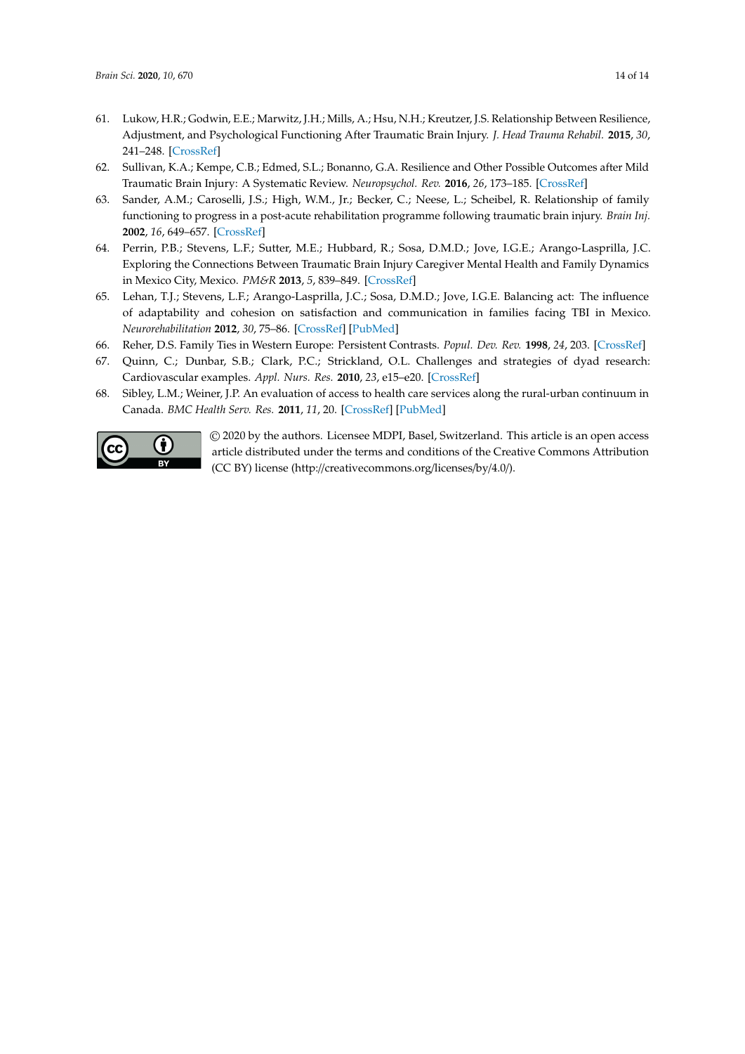61. Lukow, H.R.; Godwin, E.E.; Marwitz, J.H.; Mills, A.; Hsu, N.H.; Kreutzer, J.S. Relationship Between Resilience, Adjustment, and Psychological Functioning After Traumatic Brain Injury. *J. Head Trauma Rehabil.* **2015**, *30*, 241–248. [CrossRef]
62. Sullivan, K.A.; Kempe, C.B.; Edmed, S.L.; Bonanno, G.A. Resilience and Other Possible Outcomes after Mild Traumatic Brain Injury: A Systematic Review. *Neuropsychol. Rev.* **2016**, *26*, 173–185. [CrossRef]
63. Sander, A.M.; Caroselli, J.S.; High, W.M., Jr.; Becker, C.; Neese, L.; Scheibel, R. Relationship of family functioning to progress in a post-acute rehabilitation programme following traumatic brain injury. *Brain Inj.* **2002**, *16*, 649–657. [CrossRef]
64. Perrin, P.B.; Stevens, L.F.; Sutter, M.E.; Hubbard, R.; Sosa, D.M.D.; Jove, I.G.E.; Arango-Lasprilla, J.C. Exploring the Connections Between Traumatic Brain Injury Caregiver Mental Health and Family Dynamics in Mexico City, Mexico. *PM&R* **2013**, *5*, 839–849. [CrossRef]
65. Lehan, T.J.; Stevens, L.F.; Arango-Lasprilla, J.C.; Sosa, D.M.D.; Jove, I.G.E. Balancing act: The influence of adaptability and cohesion on satisfaction and communication in families facing TBI in Mexico. *Neurorehabilitation* **2012**, *30*, 75–86. [CrossRef] [PubMed]
66. Reher, D.S. Family Ties in Western Europe: Persistent Contrasts. *Popul. Dev. Rev.* **1998**, *24*, 203. [CrossRef]
67. Quinn, C.; Dunbar, S.B.; Clark, P.C.; Strickland, O.L. Challenges and strategies of dyad research: Cardiovascular examples. *Appl. Nurs. Res.* **2010**, *23*, e15–e20. [CrossRef]
68. Sibley, L.M.; Weiner, J.P. An evaluation of access to health care services along the rural-urban continuum in Canada. *BMC Health Serv. Res.* **2011**, *11*, 20. [CrossRef] [PubMed]

© 2020 by the authors. Licensee MDPI, Basel, Switzerland. This article is an open access article distributed under the terms and conditions of the Creative Commons Attribution (CC BY) license (http://creativecommons.org/licenses/by/4.0/).